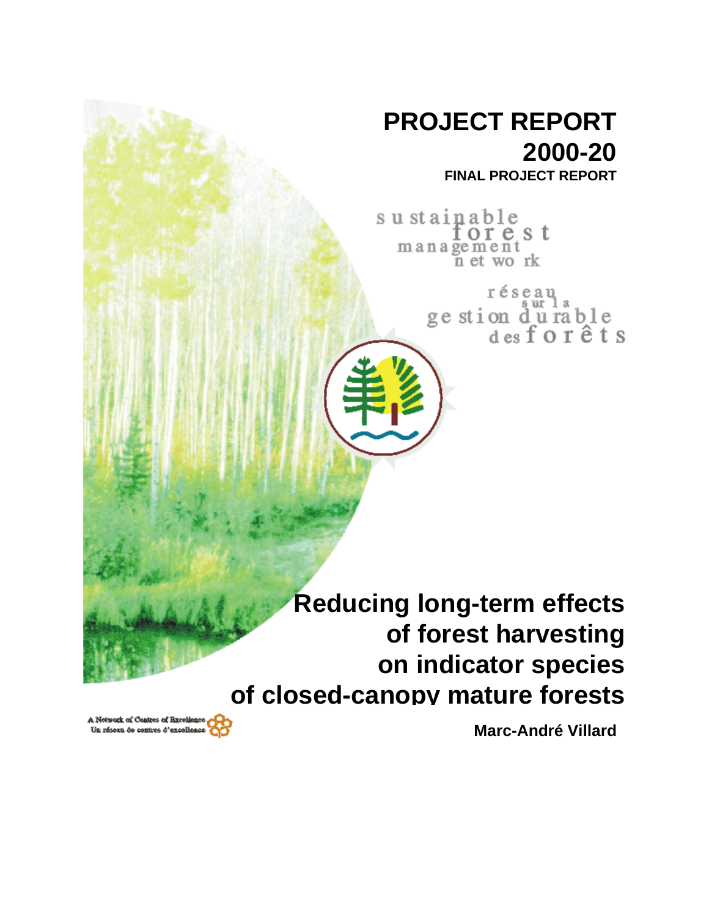# PROJECT REPORT 2000-20

**FINAL PROJECT REPORT**

sustainable forest management network

réseau sur la gestion durable des forêts

# Reducing long-term effects of forest harvesting on indicator species of closed-canopy mature forests

A Network of Centres of Excellence
Un réseau de centres d'excellence

**Marc-André Villard**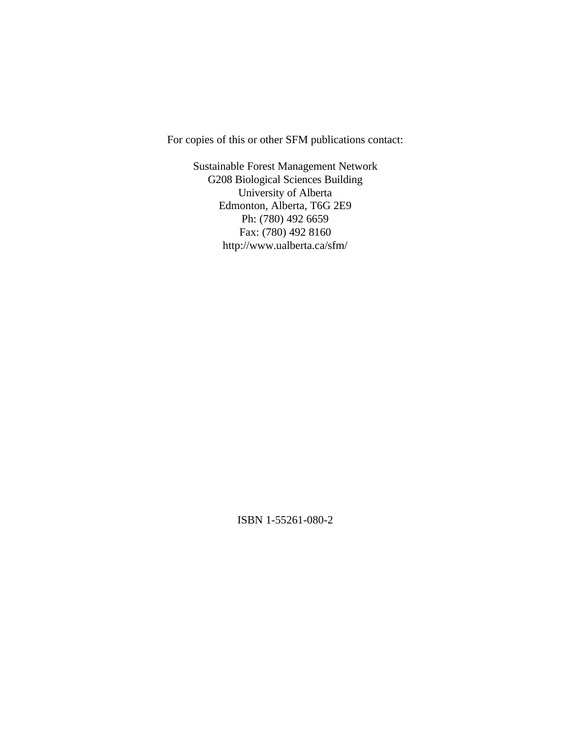For copies of this or other SFM publications contact:

Sustainable Forest Management Network
G208 Biological Sciences Building
University of Alberta
Edmonton, Alberta, T6G 2E9
Ph: (780) 492 6659
Fax: (780) 492 8160
http://www.ualberta.ca/sfm/

ISBN 1-55261-080-2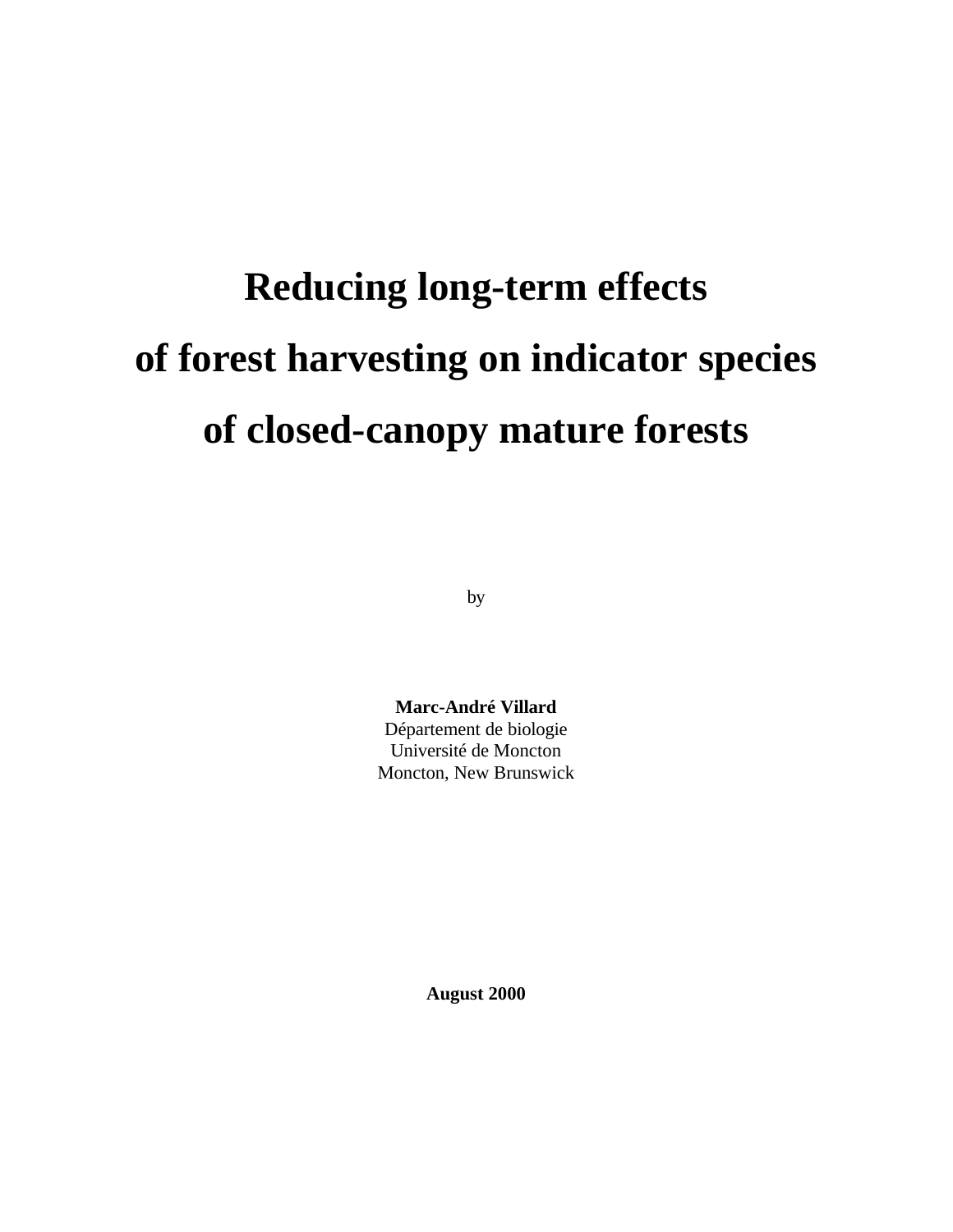# Reducing long-term effects of forest harvesting on indicator species of closed-canopy mature forests

by

**Marc-André Villard**
Département de biologie
Université de Moncton
Moncton, New Brunswick

**August 2000**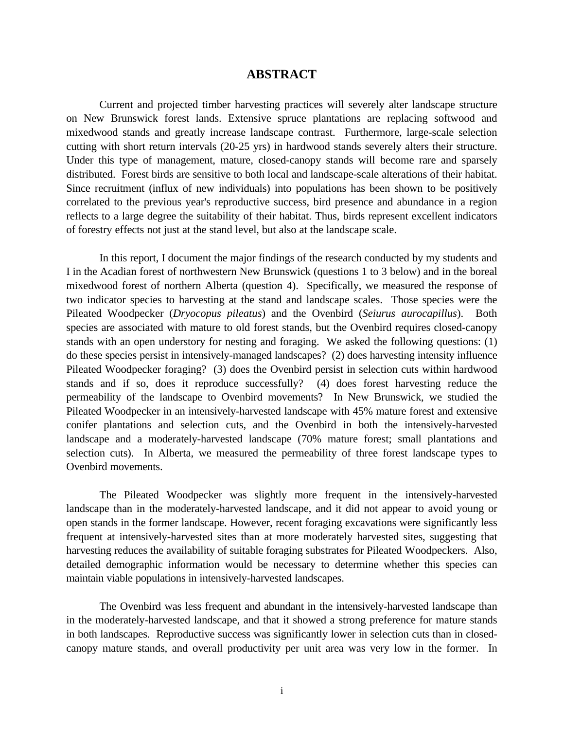# ABSTRACT

Current and projected timber harvesting practices will severely alter landscape structure on New Brunswick forest lands. Extensive spruce plantations are replacing softwood and mixedwood stands and greatly increase landscape contrast. Furthermore, large-scale selection cutting with short return intervals (20-25 yrs) in hardwood stands severely alters their structure. Under this type of management, mature, closed-canopy stands will become rare and sparsely distributed. Forest birds are sensitive to both local and landscape-scale alterations of their habitat. Since recruitment (influx of new individuals) into populations has been shown to be positively correlated to the previous year's reproductive success, bird presence and abundance in a region reflects to a large degree the suitability of their habitat. Thus, birds represent excellent indicators of forestry effects not just at the stand level, but also at the landscape scale.

In this report, I document the major findings of the research conducted by my students and I in the Acadian forest of northwestern New Brunswick (questions 1 to 3 below) and in the boreal mixedwood forest of northern Alberta (question 4). Specifically, we measured the response of two indicator species to harvesting at the stand and landscape scales. Those species were the Pileated Woodpecker (*Dryocopus pileatus*) and the Ovenbird (*Seiurus aurocapillus*). Both species are associated with mature to old forest stands, but the Ovenbird requires closed-canopy stands with an open understory for nesting and foraging. We asked the following questions: (1) do these species persist in intensively-managed landscapes? (2) does harvesting intensity influence Pileated Woodpecker foraging? (3) does the Ovenbird persist in selection cuts within hardwood stands and if so, does it reproduce successfully? (4) does forest harvesting reduce the permeability of the landscape to Ovenbird movements? In New Brunswick, we studied the Pileated Woodpecker in an intensively-harvested landscape with 45% mature forest and extensive conifer plantations and selection cuts, and the Ovenbird in both the intensively-harvested landscape and a moderately-harvested landscape (70% mature forest; small plantations and selection cuts). In Alberta, we measured the permeability of three forest landscape types to Ovenbird movements.

The Pileated Woodpecker was slightly more frequent in the intensively-harvested landscape than in the moderately-harvested landscape, and it did not appear to avoid young or open stands in the former landscape. However, recent foraging excavations were significantly less frequent at intensively-harvested sites than at more moderately harvested sites, suggesting that harvesting reduces the availability of suitable foraging substrates for Pileated Woodpeckers. Also, detailed demographic information would be necessary to determine whether this species can maintain viable populations in intensively-harvested landscapes.

The Ovenbird was less frequent and abundant in the intensively-harvested landscape than in the moderately-harvested landscape, and that it showed a strong preference for mature stands in both landscapes. Reproductive success was significantly lower in selection cuts than in closed-canopy mature stands, and overall productivity per unit area was very low in the former. In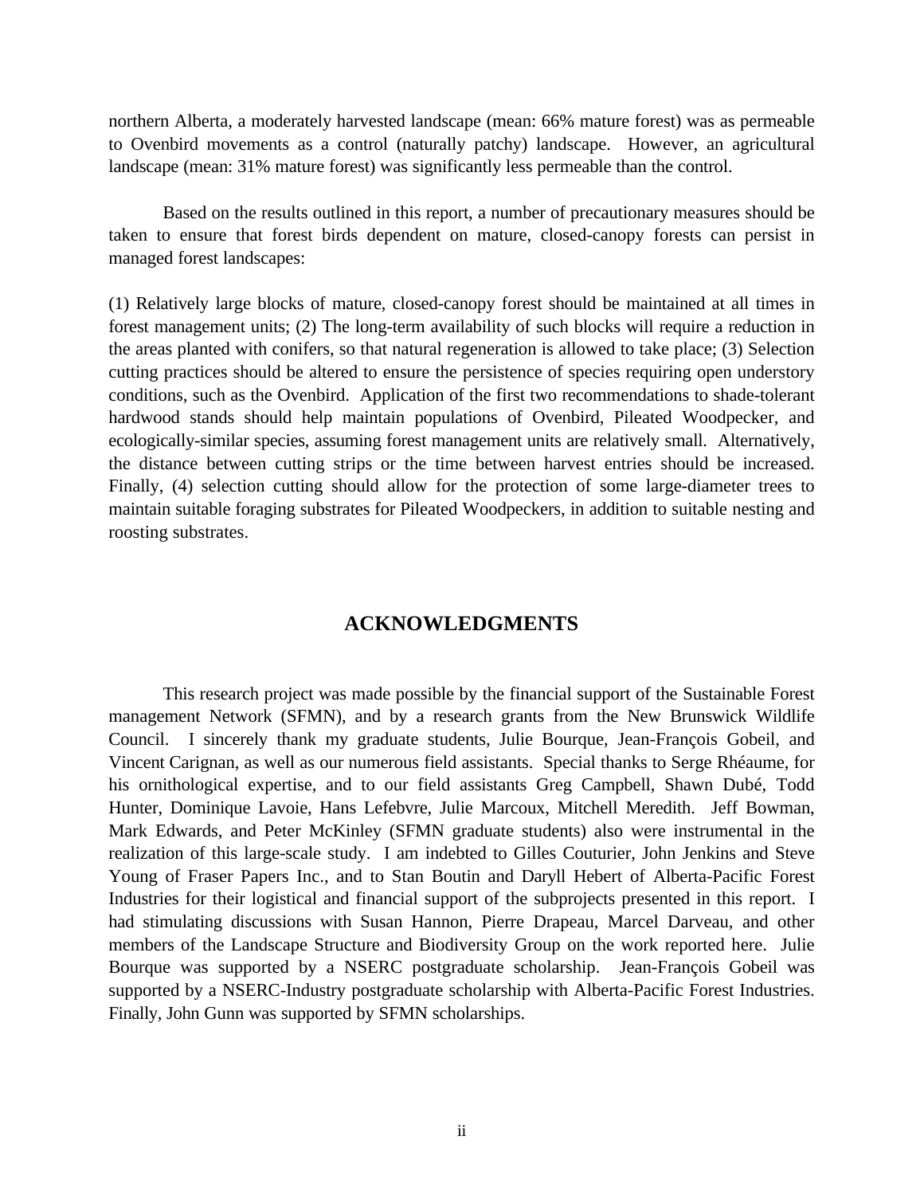northern Alberta, a moderately harvested landscape (mean: 66% mature forest) was as permeable to Ovenbird movements as a control (naturally patchy) landscape. However, an agricultural landscape (mean: 31% mature forest) was significantly less permeable than the control.

Based on the results outlined in this report, a number of precautionary measures should be taken to ensure that forest birds dependent on mature, closed-canopy forests can persist in managed forest landscapes:

(1) Relatively large blocks of mature, closed-canopy forest should be maintained at all times in forest management units; (2) The long-term availability of such blocks will require a reduction in the areas planted with conifers, so that natural regeneration is allowed to take place; (3) Selection cutting practices should be altered to ensure the persistence of species requiring open understory conditions, such as the Ovenbird. Application of the first two recommendations to shade-tolerant hardwood stands should help maintain populations of Ovenbird, Pileated Woodpecker, and ecologically-similar species, assuming forest management units are relatively small. Alternatively, the distance between cutting strips or the time between harvest entries should be increased. Finally, (4) selection cutting should allow for the protection of some large-diameter trees to maintain suitable foraging substrates for Pileated Woodpeckers, in addition to suitable nesting and roosting substrates.

## ACKNOWLEDGMENTS

This research project was made possible by the financial support of the Sustainable Forest management Network (SFMN), and by a research grants from the New Brunswick Wildlife Council. I sincerely thank my graduate students, Julie Bourque, Jean-François Gobeil, and Vincent Carignan, as well as our numerous field assistants. Special thanks to Serge Rhéaume, for his ornithological expertise, and to our field assistants Greg Campbell, Shawn Dubé, Todd Hunter, Dominique Lavoie, Hans Lefebvre, Julie Marcoux, Mitchell Meredith. Jeff Bowman, Mark Edwards, and Peter McKinley (SFMN graduate students) also were instrumental in the realization of this large-scale study. I am indebted to Gilles Couturier, John Jenkins and Steve Young of Fraser Papers Inc., and to Stan Boutin and Daryll Hebert of Alberta-Pacific Forest Industries for their logistical and financial support of the subprojects presented in this report. I had stimulating discussions with Susan Hannon, Pierre Drapeau, Marcel Darveau, and other members of the Landscape Structure and Biodiversity Group on the work reported here. Julie Bourque was supported by a NSERC postgraduate scholarship. Jean-François Gobeil was supported by a NSERC-Industry postgraduate scholarship with Alberta-Pacific Forest Industries. Finally, John Gunn was supported by SFMN scholarships.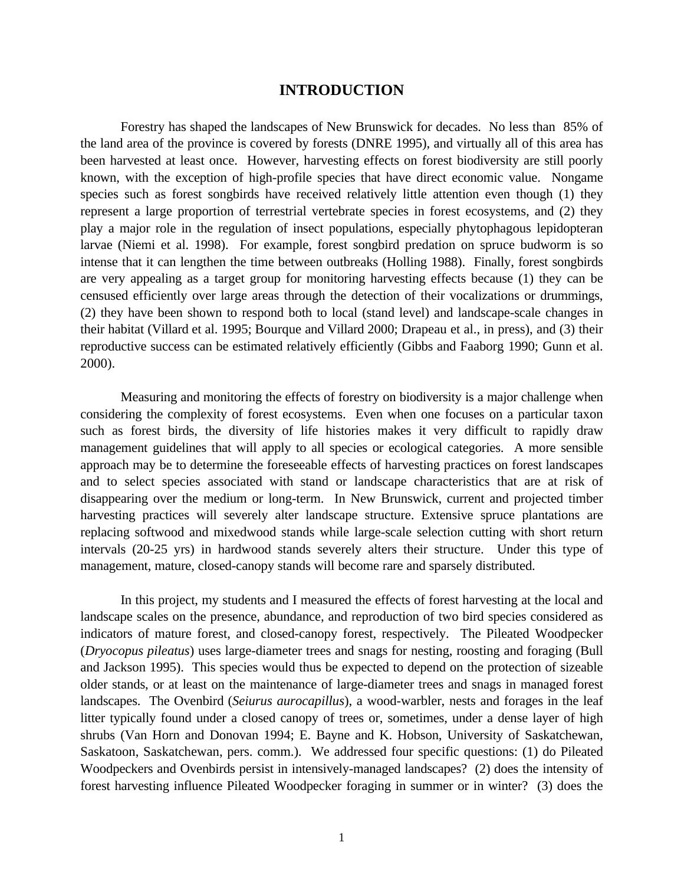# INTRODUCTION

Forestry has shaped the landscapes of New Brunswick for decades. No less than 85% of the land area of the province is covered by forests (DNRE 1995), and virtually all of this area has been harvested at least once. However, harvesting effects on forest biodiversity are still poorly known, with the exception of high-profile species that have direct economic value. Nongame species such as forest songbirds have received relatively little attention even though (1) they represent a large proportion of terrestrial vertebrate species in forest ecosystems, and (2) they play a major role in the regulation of insect populations, especially phytophagous lepidopteran larvae (Niemi et al. 1998). For example, forest songbird predation on spruce budworm is so intense that it can lengthen the time between outbreaks (Holling 1988). Finally, forest songbirds are very appealing as a target group for monitoring harvesting effects because (1) they can be censused efficiently over large areas through the detection of their vocalizations or drummings, (2) they have been shown to respond both to local (stand level) and landscape-scale changes in their habitat (Villard et al. 1995; Bourque and Villard 2000; Drapeau et al., in press), and (3) their reproductive success can be estimated relatively efficiently (Gibbs and Faaborg 1990; Gunn et al. 2000).

Measuring and monitoring the effects of forestry on biodiversity is a major challenge when considering the complexity of forest ecosystems. Even when one focuses on a particular taxon such as forest birds, the diversity of life histories makes it very difficult to rapidly draw management guidelines that will apply to all species or ecological categories. A more sensible approach may be to determine the foreseeable effects of harvesting practices on forest landscapes and to select species associated with stand or landscape characteristics that are at risk of disappearing over the medium or long-term. In New Brunswick, current and projected timber harvesting practices will severely alter landscape structure. Extensive spruce plantations are replacing softwood and mixedwood stands while large-scale selection cutting with short return intervals (20-25 yrs) in hardwood stands severely alters their structure. Under this type of management, mature, closed-canopy stands will become rare and sparsely distributed.

In this project, my students and I measured the effects of forest harvesting at the local and landscape scales on the presence, abundance, and reproduction of two bird species considered as indicators of mature forest, and closed-canopy forest, respectively. The Pileated Woodpecker (*Dryocopus pileatus*) uses large-diameter trees and snags for nesting, roosting and foraging (Bull and Jackson 1995). This species would thus be expected to depend on the protection of sizeable older stands, or at least on the maintenance of large-diameter trees and snags in managed forest landscapes. The Ovenbird (*Seiurus aurocapillus*), a wood-warbler, nests and forages in the leaf litter typically found under a closed canopy of trees or, sometimes, under a dense layer of high shrubs (Van Horn and Donovan 1994; E. Bayne and K. Hobson, University of Saskatchewan, Saskatoon, Saskatchewan, pers. comm.). We addressed four specific questions: (1) do Pileated Woodpeckers and Ovenbirds persist in intensively-managed landscapes? (2) does the intensity of forest harvesting influence Pileated Woodpecker foraging in summer or in winter? (3) does the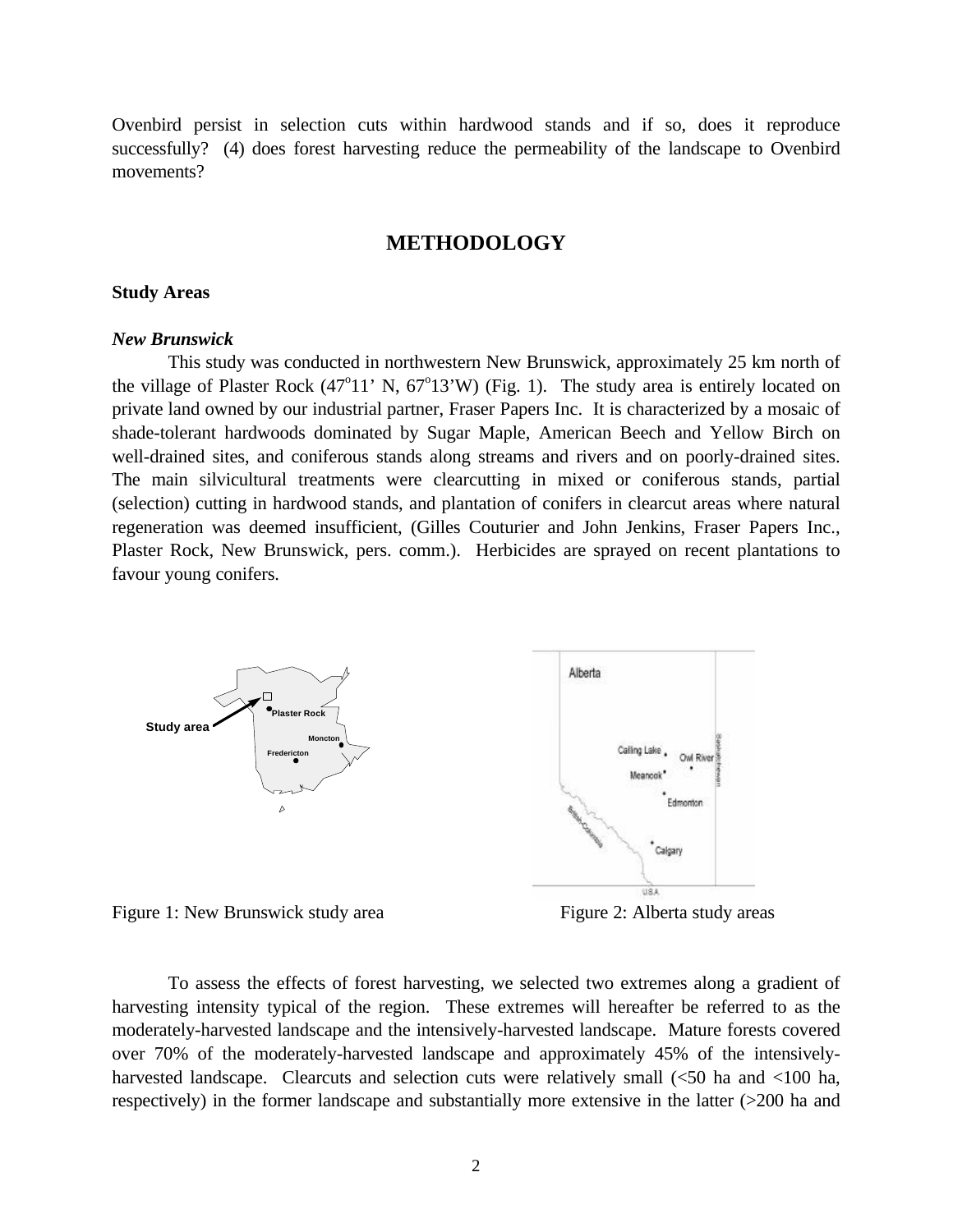Ovenbird persist in selection cuts within hardwood stands and if so, does it reproduce successfully? (4) does forest harvesting reduce the permeability of the landscape to Ovenbird movements?

## METHODOLOGY

### Study Areas

#### *New Brunswick*

This study was conducted in northwestern New Brunswick, approximately 25 km north of the village of Plaster Rock (47°11' N, 67°13'W) (Fig. 1). The study area is entirely located on private land owned by our industrial partner, Fraser Papers Inc. It is characterized by a mosaic of shade-tolerant hardwoods dominated by Sugar Maple, American Beech and Yellow Birch on well-drained sites, and coniferous stands along streams and rivers and on poorly-drained sites. The main silvicultural treatments were clearcutting in mixed or coniferous stands, partial (selection) cutting in hardwood stands, and plantation of conifers in clearcut areas where natural regeneration was deemed insufficient, (Gilles Couturier and John Jenkins, Fraser Papers Inc., Plaster Rock, New Brunswick, pers. comm.). Herbicides are sprayed on recent plantations to favour young conifers.

Figure 1: New Brunswick study area

Figure 2: Alberta study areas

To assess the effects of forest harvesting, we selected two extremes along a gradient of harvesting intensity typical of the region. These extremes will hereafter be referred to as the moderately-harvested landscape and the intensively-harvested landscape. Mature forests covered over 70% of the moderately-harvested landscape and approximately 45% of the intensively-harvested landscape. Clearcuts and selection cuts were relatively small (<50 ha and <100 ha, respectively) in the former landscape and substantially more extensive in the latter (>200 ha and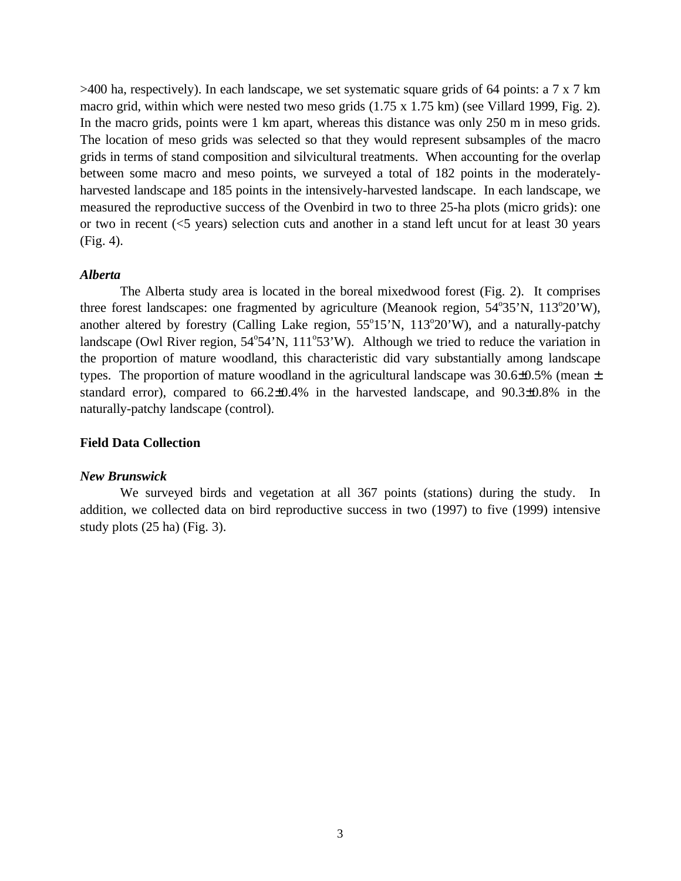>400 ha, respectively). In each landscape, we set systematic square grids of 64 points: a 7 x 7 km macro grid, within which were nested two meso grids (1.75 x 1.75 km) (see Villard 1999, Fig. 2). In the macro grids, points were 1 km apart, whereas this distance was only 250 m in meso grids. The location of meso grids was selected so that they would represent subsamples of the macro grids in terms of stand composition and silvicultural treatments. When accounting for the overlap between some macro and meso points, we surveyed a total of 182 points in the moderately-harvested landscape and 185 points in the intensively-harvested landscape. In each landscape, we measured the reproductive success of the Ovenbird in two to three 25-ha plots (micro grids): one or two in recent (<5 years) selection cuts and another in a stand left uncut for at least 30 years (Fig. 4).

### *Alberta*

The Alberta study area is located in the boreal mixedwood forest (Fig. 2). It comprises three forest landscapes: one fragmented by agriculture (Meanook region, 54°35'N, 113°20'W), another altered by forestry (Calling Lake region, 55°15'N, 113°20'W), and a naturally-patchy landscape (Owl River region, 54°54'N, 111°53'W). Although we tried to reduce the variation in the proportion of mature woodland, this characteristic did vary substantially among landscape types. The proportion of mature woodland in the agricultural landscape was 30.6±0.5% (mean ± standard error), compared to 66.2±0.4% in the harvested landscape, and 90.3±0.8% in the naturally-patchy landscape (control).

## Field Data Collection

### *New Brunswick*

We surveyed birds and vegetation at all 367 points (stations) during the study. In addition, we collected data on bird reproductive success in two (1997) to five (1999) intensive study plots (25 ha) (Fig. 3).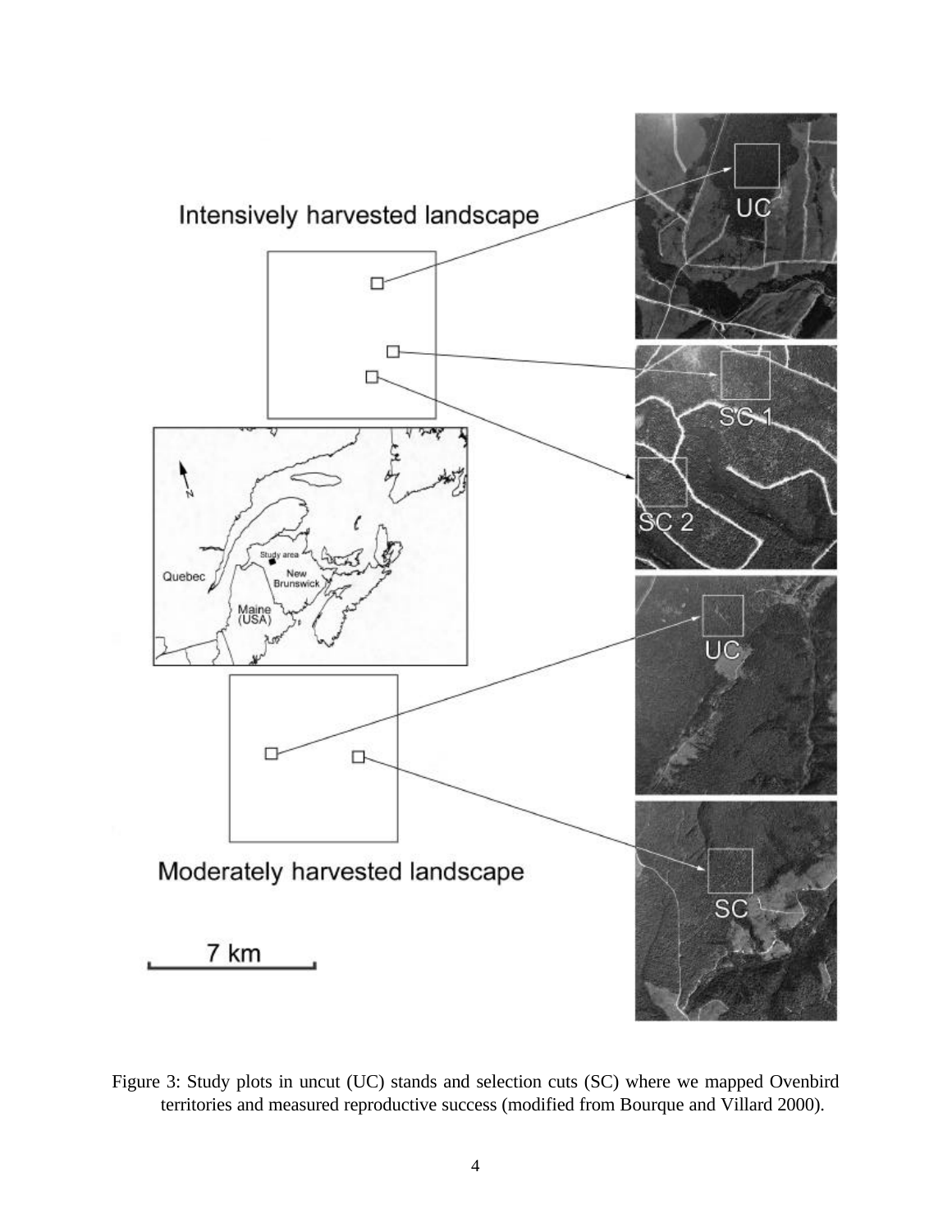Figure 3: Study plots in uncut (UC) stands and selection cuts (SC) where we mapped Ovenbird territories and measured reproductive success (modified from Bourque and Villard 2000).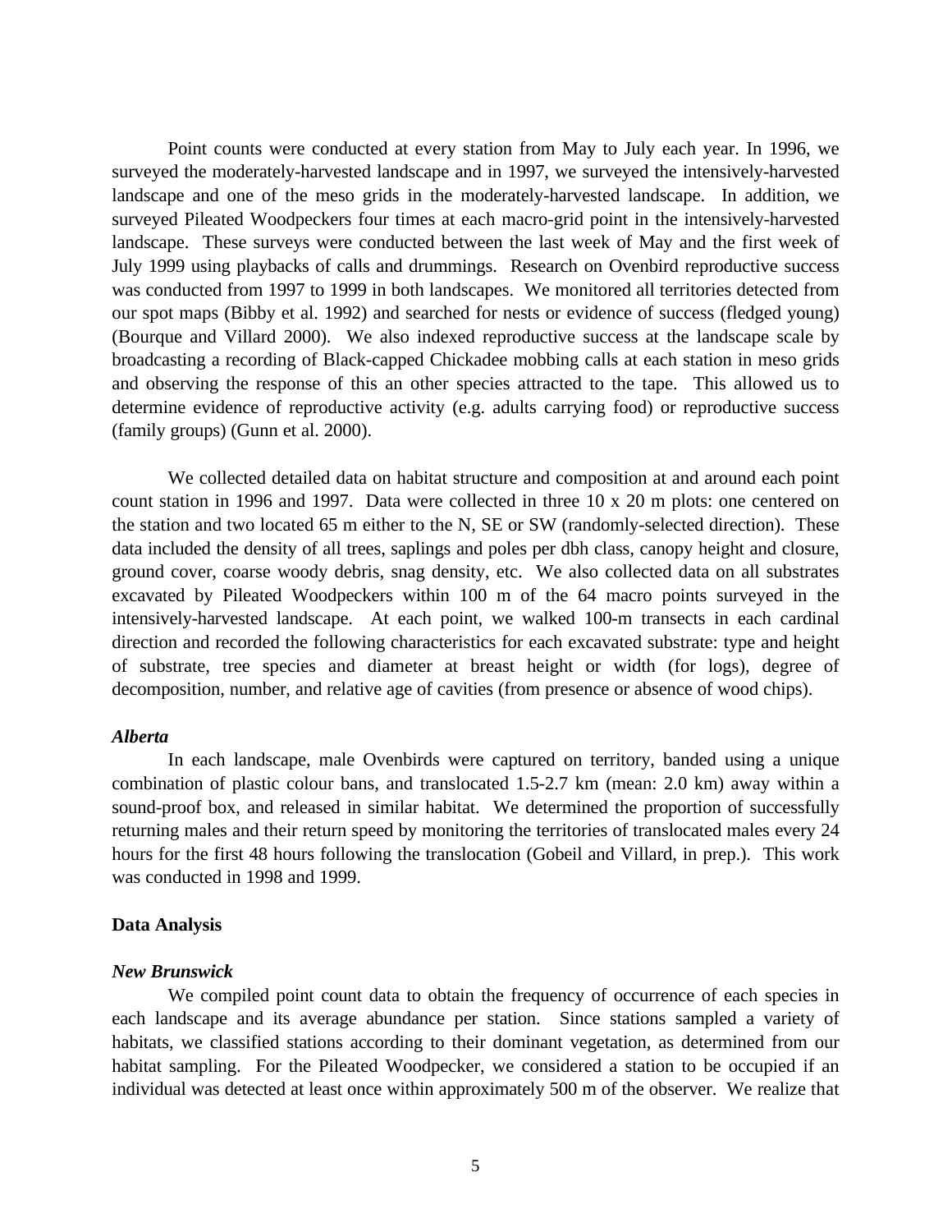Point counts were conducted at every station from May to July each year. In 1996, we surveyed the moderately-harvested landscape and in 1997, we surveyed the intensively-harvested landscape and one of the meso grids in the moderately-harvested landscape. In addition, we surveyed Pileated Woodpeckers four times at each macro-grid point in the intensively-harvested landscape. These surveys were conducted between the last week of May and the first week of July 1999 using playbacks of calls and drummings. Research on Ovenbird reproductive success was conducted from 1997 to 1999 in both landscapes. We monitored all territories detected from our spot maps (Bibby et al. 1992) and searched for nests or evidence of success (fledged young) (Bourque and Villard 2000). We also indexed reproductive success at the landscape scale by broadcasting a recording of Black-capped Chickadee mobbing calls at each station in meso grids and observing the response of this an other species attracted to the tape. This allowed us to determine evidence of reproductive activity (e.g. adults carrying food) or reproductive success (family groups) (Gunn et al. 2000).

We collected detailed data on habitat structure and composition at and around each point count station in 1996 and 1997. Data were collected in three 10 x 20 m plots: one centered on the station and two located 65 m either to the N, SE or SW (randomly-selected direction). These data included the density of all trees, saplings and poles per dbh class, canopy height and closure, ground cover, coarse woody debris, snag density, etc. We also collected data on all substrates excavated by Pileated Woodpeckers within 100 m of the 64 macro points surveyed in the intensively-harvested landscape. At each point, we walked 100-m transects in each cardinal direction and recorded the following characteristics for each excavated substrate: type and height of substrate, tree species and diameter at breast height or width (for logs), degree of decomposition, number, and relative age of cavities (from presence or absence of wood chips).

### *Alberta*

In each landscape, male Ovenbirds were captured on territory, banded using a unique combination of plastic colour bans, and translocated 1.5-2.7 km (mean: 2.0 km) away within a sound-proof box, and released in similar habitat. We determined the proportion of successfully returning males and their return speed by monitoring the territories of translocated males every 24 hours for the first 48 hours following the translocation (Gobeil and Villard, in prep.). This work was conducted in 1998 and 1999.

## Data Analysis

### *New Brunswick*

We compiled point count data to obtain the frequency of occurrence of each species in each landscape and its average abundance per station. Since stations sampled a variety of habitats, we classified stations according to their dominant vegetation, as determined from our habitat sampling. For the Pileated Woodpecker, we considered a station to be occupied if an individual was detected at least once within approximately 500 m of the observer. We realize that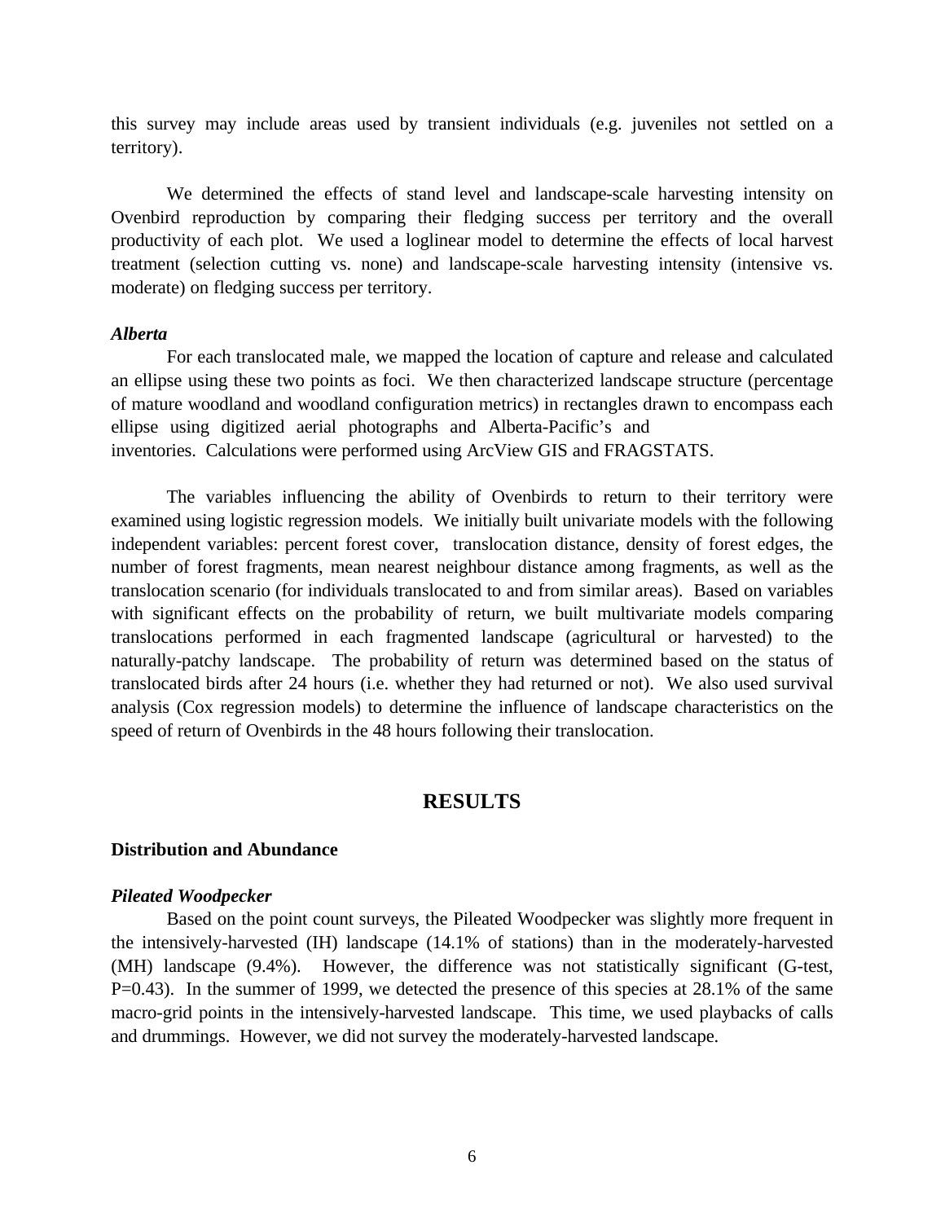this survey may include areas used by transient individuals (e.g. juveniles not settled on a territory).

We determined the effects of stand level and landscape-scale harvesting intensity on Ovenbird reproduction by comparing their fledging success per territory and the overall productivity of each plot. We used a loglinear model to determine the effects of local harvest treatment (selection cutting vs. none) and landscape-scale harvesting intensity (intensive vs. moderate) on fledging success per territory.

***Alberta***

For each translocated male, we mapped the location of capture and release and calculated an ellipse using these two points as foci. We then characterized landscape structure (percentage of mature woodland and woodland configuration metrics) in rectangles drawn to encompass each ellipse using digitized aerial photographs and Alberta-Pacific's and inventories. Calculations were performed using ArcView GIS and FRAGSTATS.

The variables influencing the ability of Ovenbirds to return to their territory were examined using logistic regression models. We initially built univariate models with the following independent variables: percent forest cover, translocation distance, density of forest edges, the number of forest fragments, mean nearest neighbour distance among fragments, as well as the translocation scenario (for individuals translocated to and from similar areas). Based on variables with significant effects on the probability of return, we built multivariate models comparing translocations performed in each fragmented landscape (agricultural or harvested) to the naturally-patchy landscape. The probability of return was determined based on the status of translocated birds after 24 hours (i.e. whether they had returned or not). We also used survival analysis (Cox regression models) to determine the influence of landscape characteristics on the speed of return of Ovenbirds in the 48 hours following their translocation.

# RESULTS

## Distribution and Abundance

***Pileated Woodpecker***

Based on the point count surveys, the Pileated Woodpecker was slightly more frequent in the intensively-harvested (IH) landscape (14.1% of stations) than in the moderately-harvested (MH) landscape (9.4%). However, the difference was not statistically significant (G-test, P=0.43). In the summer of 1999, we detected the presence of this species at 28.1% of the same macro-grid points in the intensively-harvested landscape. This time, we used playbacks of calls and drummings. However, we did not survey the moderately-harvested landscape.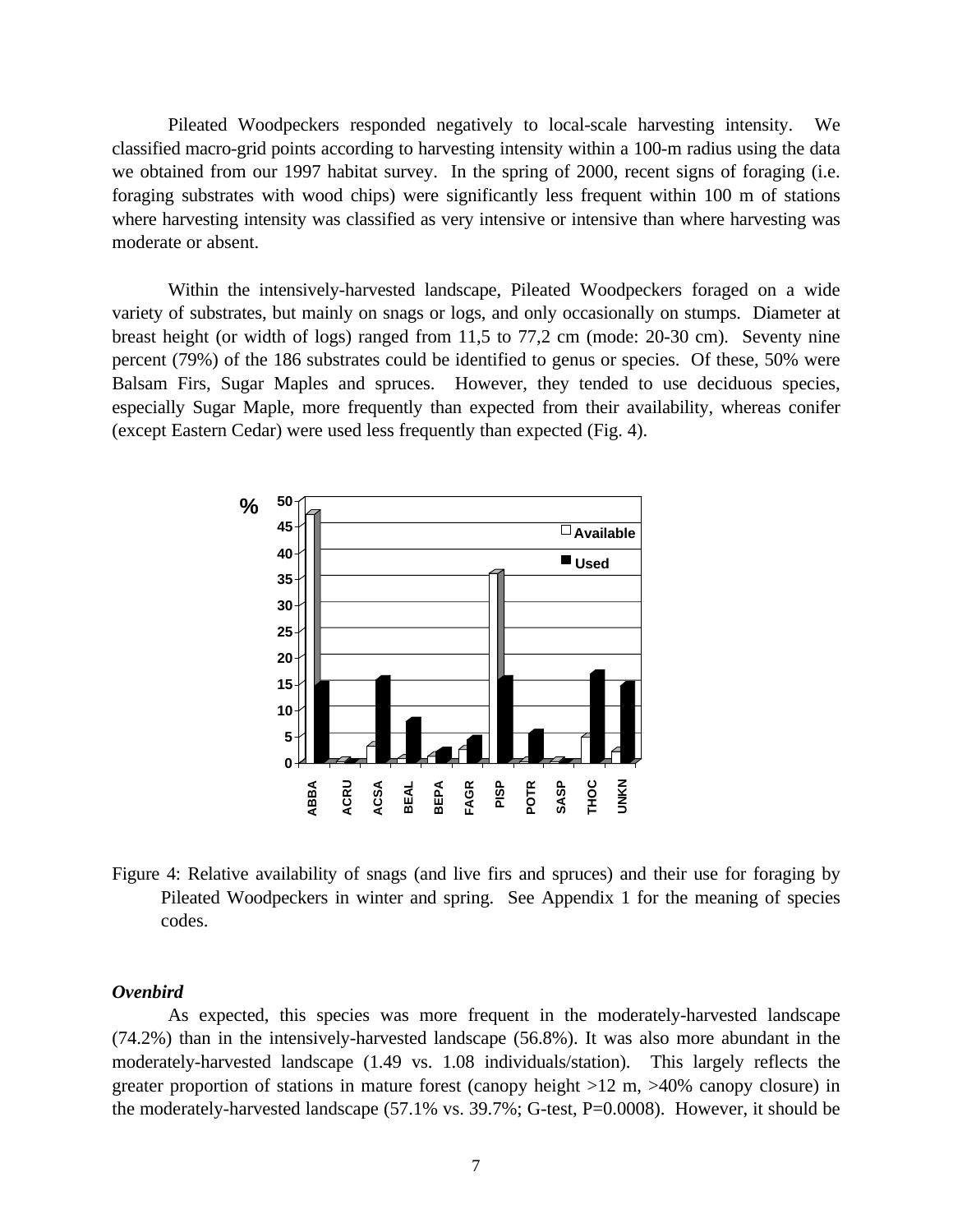Pileated Woodpeckers responded negatively to local-scale harvesting intensity. We classified macro-grid points according to harvesting intensity within a 100-m radius using the data we obtained from our 1997 habitat survey. In the spring of 2000, recent signs of foraging (i.e. foraging substrates with wood chips) were significantly less frequent within 100 m of stations where harvesting intensity was classified as very intensive or intensive than where harvesting was moderate or absent.

Within the intensively-harvested landscape, Pileated Woodpeckers foraged on a wide variety of substrates, but mainly on snags or logs, and only occasionally on stumps. Diameter at breast height (or width of logs) ranged from 11,5 to 77,2 cm (mode: 20-30 cm). Seventy nine percent (79%) of the 186 substrates could be identified to genus or species. Of these, 50% were Balsam Firs, Sugar Maples and spruces. However, they tended to use deciduous species, especially Sugar Maple, more frequently than expected from their availability, whereas conifer (except Eastern Cedar) were used less frequently than expected (Fig. 4).

Figure 4: Relative availability of snags (and live firs and spruces) and their use for foraging by Pileated Woodpeckers in winter and spring. See Appendix 1 for the meaning of species codes.

### *Ovenbird*

As expected, this species was more frequent in the moderately-harvested landscape (74.2%) than in the intensively-harvested landscape (56.8%). It was also more abundant in the moderately-harvested landscape (1.49 vs. 1.08 individuals/station). This largely reflects the greater proportion of stations in mature forest (canopy height >12 m, >40% canopy closure) in the moderately-harvested landscape (57.1% vs. 39.7%; G-test, P=0.0008). However, it should be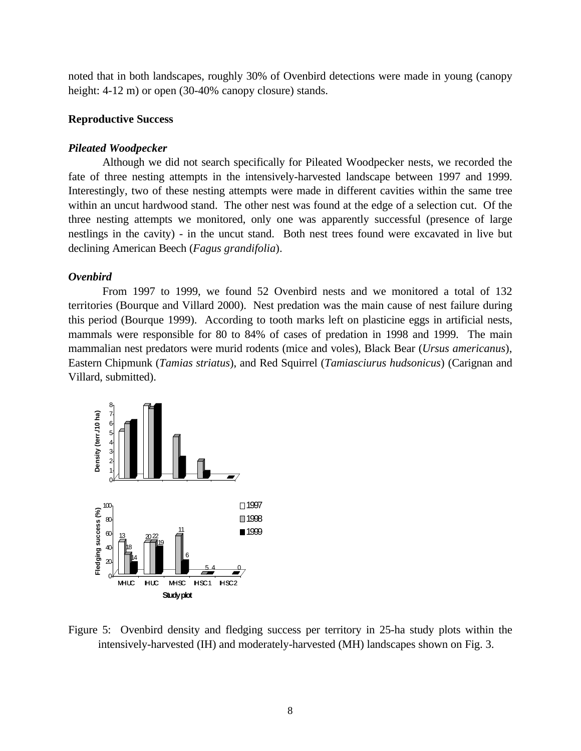noted that in both landscapes, roughly 30% of Ovenbird detections were made in young (canopy height: 4-12 m) or open (30-40% canopy closure) stands.

## Reproductive Success

### *Pileated Woodpecker*

Although we did not search specifically for Pileated Woodpecker nests, we recorded the fate of three nesting attempts in the intensively-harvested landscape between 1997 and 1999. Interestingly, two of these nesting attempts were made in different cavities within the same tree within an uncut hardwood stand. The other nest was found at the edge of a selection cut. Of the three nesting attempts we monitored, only one was apparently successful (presence of large nestlings in the cavity) - in the uncut stand. Both nest trees found were excavated in live but declining American Beech (*Fagus grandifolia*).

### *Ovenbird*

From 1997 to 1999, we found 52 Ovenbird nests and we monitored a total of 132 territories (Bourque and Villard 2000). Nest predation was the main cause of nest failure during this period (Bourque 1999). According to tooth marks left on plasticine eggs in artificial nests, mammals were responsible for 80 to 84% of cases of predation in 1998 and 1999. The main mammalian nest predators were murid rodents (mice and voles), Black Bear (*Ursus americanus*), Eastern Chipmunk (*Tamias striatus*), and Red Squirrel (*Tamiasciurus hudsonicus*) (Carignan and Villard, submitted).

Figure 5: Ovenbird density and fledging success per territory in 25-ha study plots within the intensively-harvested (IH) and moderately-harvested (MH) landscapes shown on Fig. 3.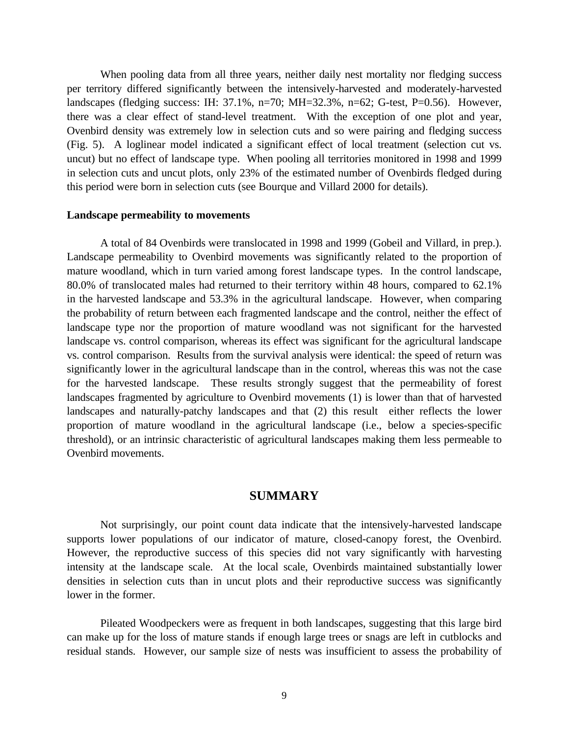When pooling data from all three years, neither daily nest mortality nor fledging success per territory differed significantly between the intensively-harvested and moderately-harvested landscapes (fledging success: IH: 37.1%, n=70; MH=32.3%, n=62; G-test, P=0.56). However, there was a clear effect of stand-level treatment. With the exception of one plot and year, Ovenbird density was extremely low in selection cuts and so were pairing and fledging success (Fig. 5). A loglinear model indicated a significant effect of local treatment (selection cut vs. uncut) but no effect of landscape type. When pooling all territories monitored in 1998 and 1999 in selection cuts and uncut plots, only 23% of the estimated number of Ovenbirds fledged during this period were born in selection cuts (see Bourque and Villard 2000 for details).

**Landscape permeability to movements**

A total of 84 Ovenbirds were translocated in 1998 and 1999 (Gobeil and Villard, in prep.). Landscape permeability to Ovenbird movements was significantly related to the proportion of mature woodland, which in turn varied among forest landscape types. In the control landscape, 80.0% of translocated males had returned to their territory within 48 hours, compared to 62.1% in the harvested landscape and 53.3% in the agricultural landscape. However, when comparing the probability of return between each fragmented landscape and the control, neither the effect of landscape type nor the proportion of mature woodland was not significant for the harvested landscape vs. control comparison, whereas its effect was significant for the agricultural landscape vs. control comparison. Results from the survival analysis were identical: the speed of return was significantly lower in the agricultural landscape than in the control, whereas this was not the case for the harvested landscape. These results strongly suggest that the permeability of forest landscapes fragmented by agriculture to Ovenbird movements (1) is lower than that of harvested landscapes and naturally-patchy landscapes and that (2) this result either reflects the lower proportion of mature woodland in the agricultural landscape (i.e., below a species-specific threshold), or an intrinsic characteristic of agricultural landscapes making them less permeable to Ovenbird movements.

## SUMMARY

Not surprisingly, our point count data indicate that the intensively-harvested landscape supports lower populations of our indicator of mature, closed-canopy forest, the Ovenbird. However, the reproductive success of this species did not vary significantly with harvesting intensity at the landscape scale. At the local scale, Ovenbirds maintained substantially lower densities in selection cuts than in uncut plots and their reproductive success was significantly lower in the former.

Pileated Woodpeckers were as frequent in both landscapes, suggesting that this large bird can make up for the loss of mature stands if enough large trees or snags are left in cutblocks and residual stands. However, our sample size of nests was insufficient to assess the probability of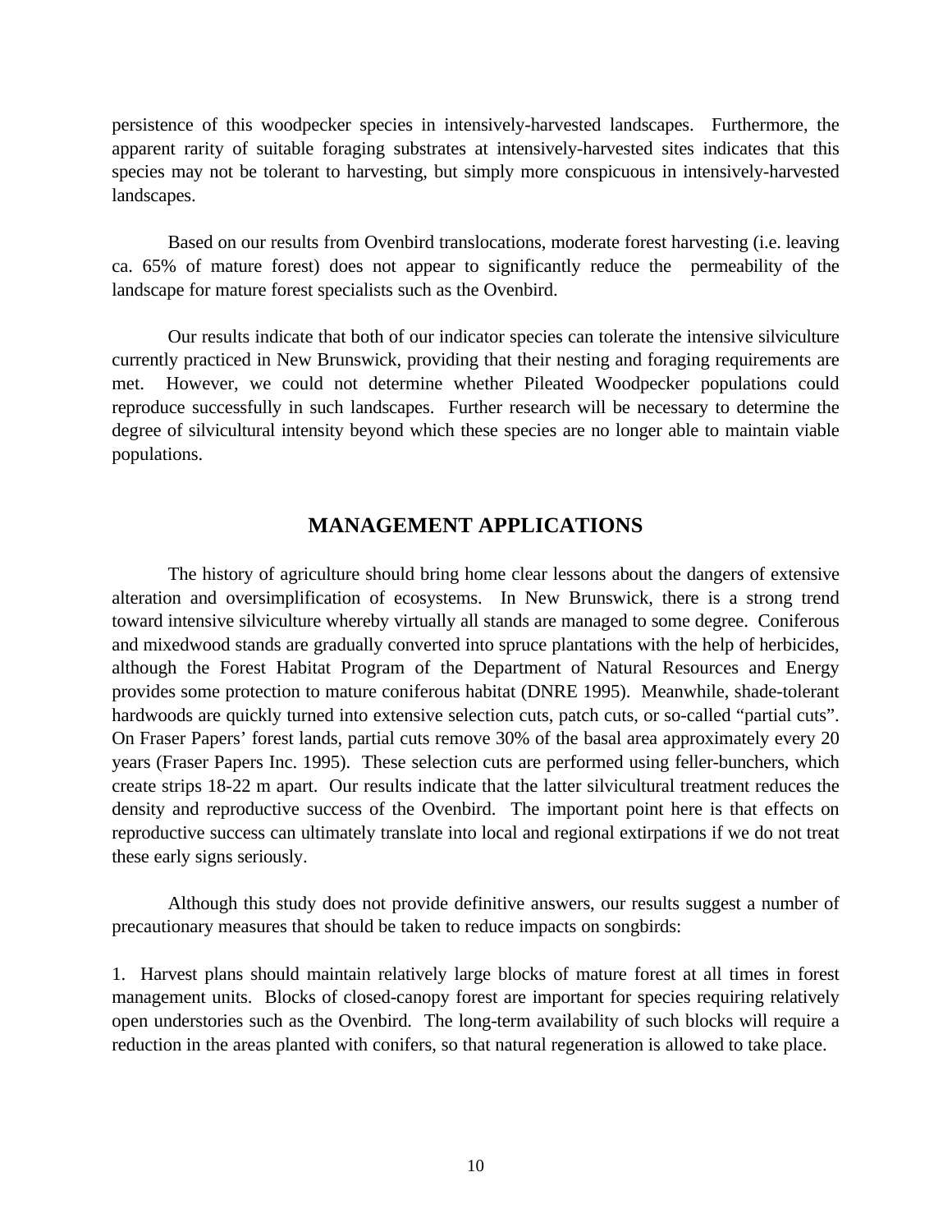persistence of this woodpecker species in intensively-harvested landscapes. Furthermore, the apparent rarity of suitable foraging substrates at intensively-harvested sites indicates that this species may not be tolerant to harvesting, but simply more conspicuous in intensively-harvested landscapes.

Based on our results from Ovenbird translocations, moderate forest harvesting (i.e. leaving ca. 65% of mature forest) does not appear to significantly reduce the permeability of the landscape for mature forest specialists such as the Ovenbird.

Our results indicate that both of our indicator species can tolerate the intensive silviculture currently practiced in New Brunswick, providing that their nesting and foraging requirements are met. However, we could not determine whether Pileated Woodpecker populations could reproduce successfully in such landscapes. Further research will be necessary to determine the degree of silvicultural intensity beyond which these species are no longer able to maintain viable populations.

## MANAGEMENT APPLICATIONS

The history of agriculture should bring home clear lessons about the dangers of extensive alteration and oversimplification of ecosystems. In New Brunswick, there is a strong trend toward intensive silviculture whereby virtually all stands are managed to some degree. Coniferous and mixedwood stands are gradually converted into spruce plantations with the help of herbicides, although the Forest Habitat Program of the Department of Natural Resources and Energy provides some protection to mature coniferous habitat (DNRE 1995). Meanwhile, shade-tolerant hardwoods are quickly turned into extensive selection cuts, patch cuts, or so-called "partial cuts". On Fraser Papers' forest lands, partial cuts remove 30% of the basal area approximately every 20 years (Fraser Papers Inc. 1995). These selection cuts are performed using feller-bunchers, which create strips 18-22 m apart. Our results indicate that the latter silvicultural treatment reduces the density and reproductive success of the Ovenbird. The important point here is that effects on reproductive success can ultimately translate into local and regional extirpations if we do not treat these early signs seriously.

Although this study does not provide definitive answers, our results suggest a number of precautionary measures that should be taken to reduce impacts on songbirds:

1. Harvest plans should maintain relatively large blocks of mature forest at all times in forest management units. Blocks of closed-canopy forest are important for species requiring relatively open understories such as the Ovenbird. The long-term availability of such blocks will require a reduction in the areas planted with conifers, so that natural regeneration is allowed to take place.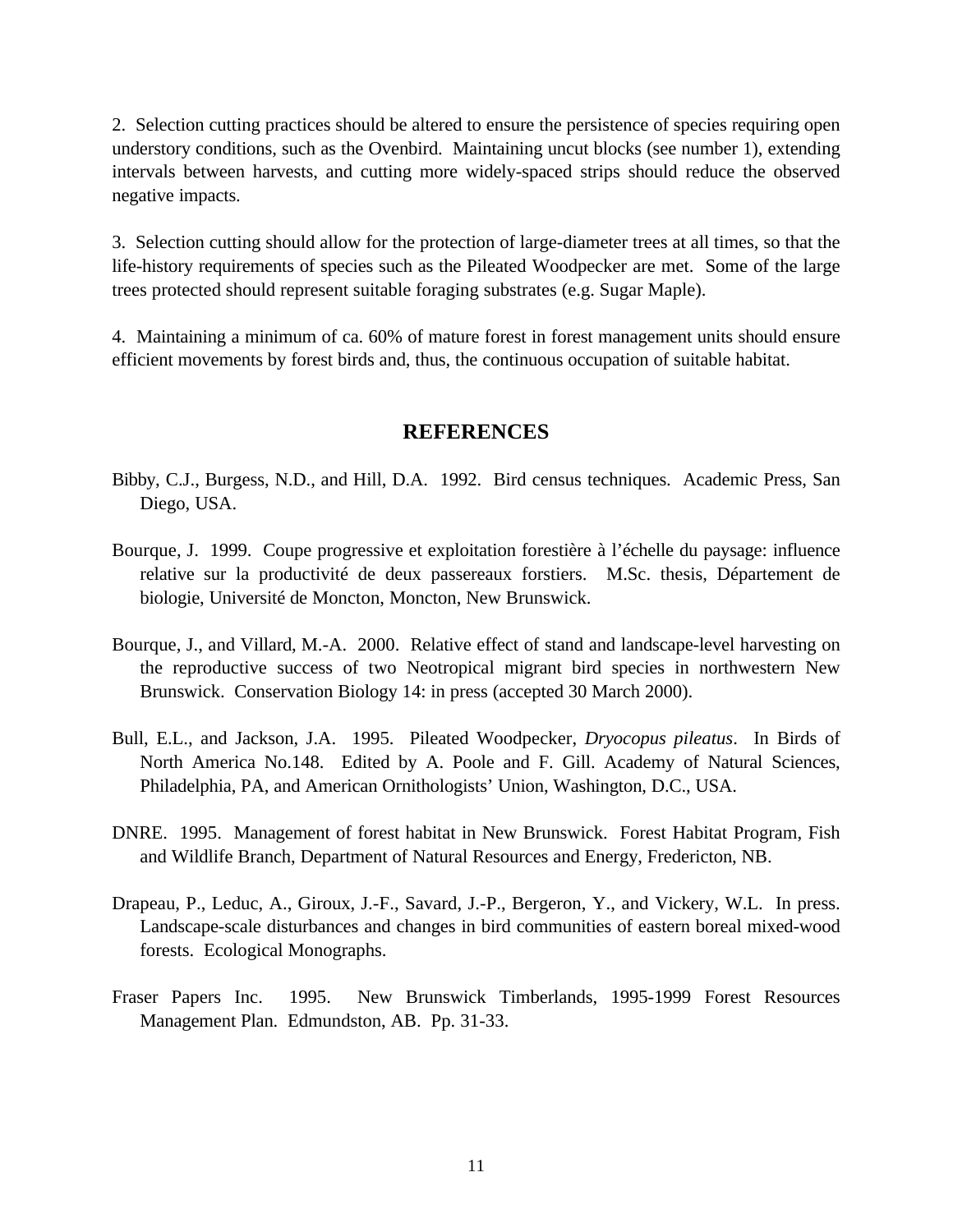2. Selection cutting practices should be altered to ensure the persistence of species requiring open understory conditions, such as the Ovenbird. Maintaining uncut blocks (see number 1), extending intervals between harvests, and cutting more widely-spaced strips should reduce the observed negative impacts.

3. Selection cutting should allow for the protection of large-diameter trees at all times, so that the life-history requirements of species such as the Pileated Woodpecker are met. Some of the large trees protected should represent suitable foraging substrates (e.g. Sugar Maple).

4. Maintaining a minimum of ca. 60% of mature forest in forest management units should ensure efficient movements by forest birds and, thus, the continuous occupation of suitable habitat.

## REFERENCES

Bibby, C.J., Burgess, N.D., and Hill, D.A. 1992. Bird census techniques. Academic Press, San Diego, USA.

Bourque, J. 1999. Coupe progressive et exploitation forestière à l'échelle du paysage: influence relative sur la productivité de deux passereaux forstiers. M.Sc. thesis, Département de biologie, Université de Moncton, Moncton, New Brunswick.

Bourque, J., and Villard, M.-A. 2000. Relative effect of stand and landscape-level harvesting on the reproductive success of two Neotropical migrant bird species in northwestern New Brunswick. Conservation Biology 14: in press (accepted 30 March 2000).

Bull, E.L., and Jackson, J.A. 1995. Pileated Woodpecker, *Dryocopus pileatus*. In Birds of North America No.148. Edited by A. Poole and F. Gill. Academy of Natural Sciences, Philadelphia, PA, and American Ornithologists' Union, Washington, D.C., USA.

DNRE. 1995. Management of forest habitat in New Brunswick. Forest Habitat Program, Fish and Wildlife Branch, Department of Natural Resources and Energy, Fredericton, NB.

Drapeau, P., Leduc, A., Giroux, J.-F., Savard, J.-P., Bergeron, Y., and Vickery, W.L. In press. Landscape-scale disturbances and changes in bird communities of eastern boreal mixed-wood forests. Ecological Monographs.

Fraser Papers Inc. 1995. New Brunswick Timberlands, 1995-1999 Forest Resources Management Plan. Edmundston, AB. Pp. 31-33.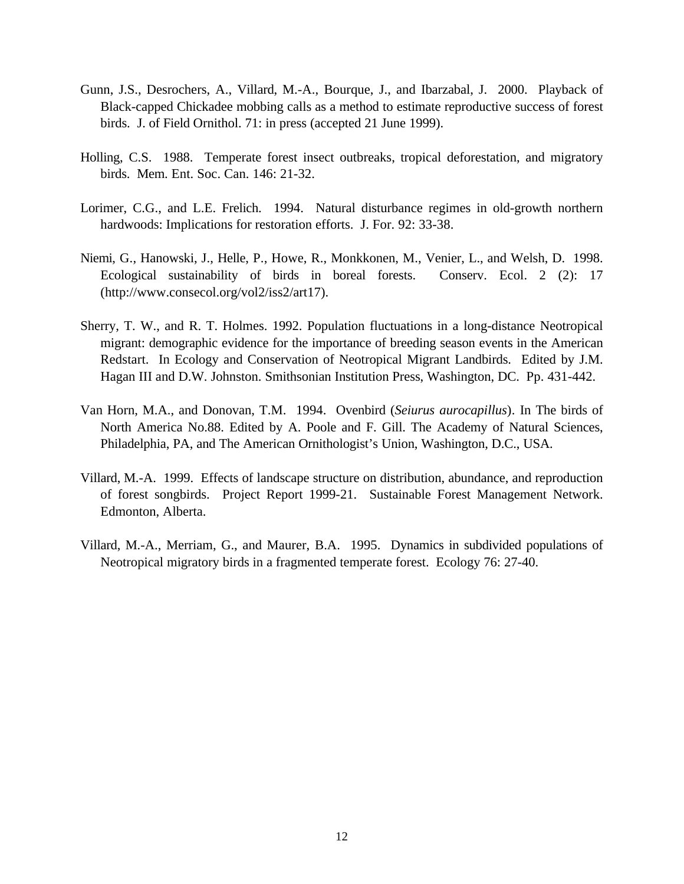Gunn, J.S., Desrochers, A., Villard, M.-A., Bourque, J., and Ibarzabal, J. 2000. Playback of Black-capped Chickadee mobbing calls as a method to estimate reproductive success of forest birds. J. of Field Ornithol. 71: in press (accepted 21 June 1999).

Holling, C.S. 1988. Temperate forest insect outbreaks, tropical deforestation, and migratory birds. Mem. Ent. Soc. Can. 146: 21-32.

Lorimer, C.G., and L.E. Frelich. 1994. Natural disturbance regimes in old-growth northern hardwoods: Implications for restoration efforts. J. For. 92: 33-38.

Niemi, G., Hanowski, J., Helle, P., Howe, R., Monkkonen, M., Venier, L., and Welsh, D. 1998. Ecological sustainability of birds in boreal forests. Conserv. Ecol. 2 (2): 17 (http://www.consecol.org/vol2/iss2/art17).

Sherry, T. W., and R. T. Holmes. 1992. Population fluctuations in a long-distance Neotropical migrant: demographic evidence for the importance of breeding season events in the American Redstart. In Ecology and Conservation of Neotropical Migrant Landbirds. Edited by J.M. Hagan III and D.W. Johnston. Smithsonian Institution Press, Washington, DC. Pp. 431-442.

Van Horn, M.A., and Donovan, T.M. 1994. Ovenbird (*Seiurus aurocapillus*). In The birds of North America No.88. Edited by A. Poole and F. Gill. The Academy of Natural Sciences, Philadelphia, PA, and The American Ornithologist's Union, Washington, D.C., USA.

Villard, M.-A. 1999. Effects of landscape structure on distribution, abundance, and reproduction of forest songbirds. Project Report 1999-21. Sustainable Forest Management Network. Edmonton, Alberta.

Villard, M.-A., Merriam, G., and Maurer, B.A. 1995. Dynamics in subdivided populations of Neotropical migratory birds in a fragmented temperate forest. Ecology 76: 27-40.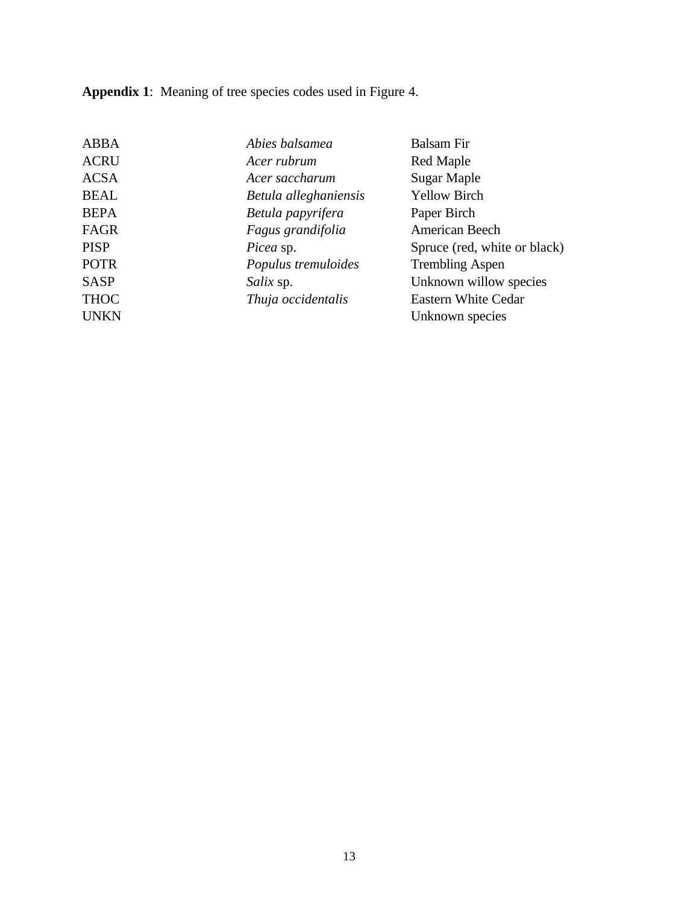**Appendix 1**: Meaning of tree species codes used in Figure 4.

| | | |
|---|---|---|
| ABBA | *Abies balsamea* | Balsam Fir |
| ACRU | *Acer rubrum* | Red Maple |
| ACSA | *Acer saccharum* | Sugar Maple |
| BEAL | *Betula alleghaniensis* | Yellow Birch |
| BEPA | *Betula papyrifera* | Paper Birch |
| FAGR | *Fagus grandifolia* | American Beech |
| PISP | *Picea* sp. | Spruce (red, white or black) |
| POTR | *Populus tremuloides* | Trembling Aspen |
| SASP | *Salix* sp. | Unknown willow species |
| THOC | *Thuja occidentalis* | Eastern White Cedar |
| UNKN | | Unknown species |